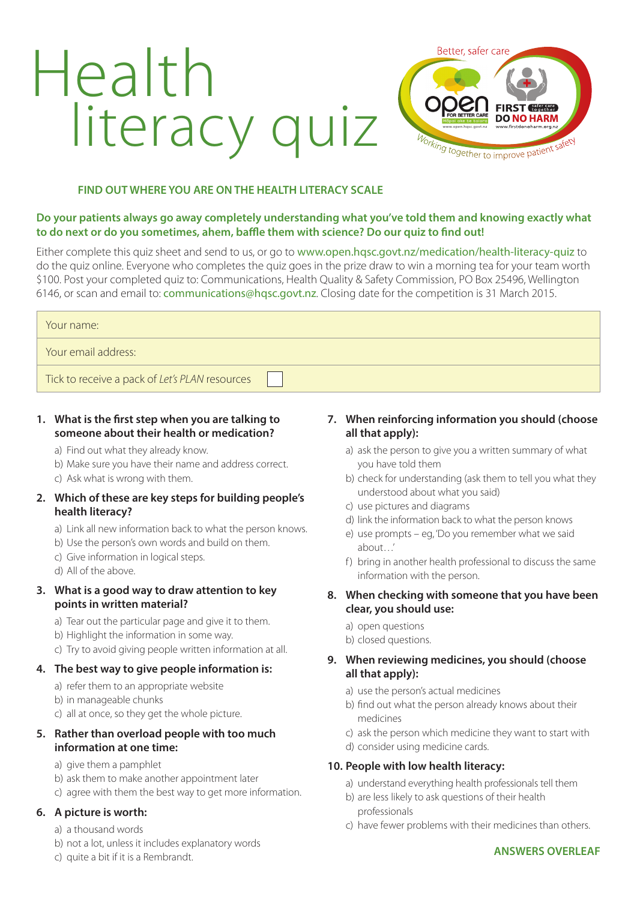# Health literacy quiz

Better, safer care

open FOR BETTER CARE — FIRST DO NO HARM

Working together to improve patient safety

## FIND OUT WHERE YOU ARE ON THE HEALTH LITERACY SCALE

**Do your patients always go away completely understanding what you've told them and knowing exactly what to do next or do you sometimes, ahem, baffle them with science? Do our quiz to find out!**

Either complete this quiz sheet and send to us, or go to www.open.hqsc.govt.nz/medication/health-literacy-quiz to do the quiz online. Everyone who completes the quiz goes in the prize draw to win a morning tea for your team worth $100. Post your completed quiz to: Communications, Health Quality & Safety Commission, PO Box 25496, Wellington 6146, or scan and email to: communications@hqsc.govt.nz. Closing date for the competition is 31 March 2015.

| |
|---|
| Your name: |
| Your email address: |
| Tick to receive a pack of *Let's PLAN* resources ☐ |

**1. What is the first step when you are talking to someone about their health or medication?**

a) Find out what they already know.
b) Make sure you have their name and address correct.
c) Ask what is wrong with them.

**2. Which of these are key steps for building people's health literacy?**

a) Link all new information back to what the person knows.
b) Use the person's own words and build on them.
c) Give information in logical steps.
d) All of the above.

**3. What is a good way to draw attention to key points in written material?**

a) Tear out the particular page and give it to them.
b) Highlight the information in some way.
c) Try to avoid giving people written information at all.

**4. The best way to give people information is:**

a) refer them to an appropriate website
b) in manageable chunks
c) all at once, so they get the whole picture.

**5. Rather than overload people with too much information at one time:**

a) give them a pamphlet
b) ask them to make another appointment later
c) agree with them the best way to get more information.

**6. A picture is worth:**

a) a thousand words
b) not a lot, unless it includes explanatory words
c) quite a bit if it is a Rembrandt.

**7. When reinforcing information you should (choose all that apply):**

a) ask the person to give you a written summary of what you have told them
b) check for understanding (ask them to tell you what they understood about what you said)
c) use pictures and diagrams
d) link the information back to what the person knows
e) use prompts – eg, 'Do you remember what we said about…'
f) bring in another health professional to discuss the same information with the person.

**8. When checking with someone that you have been clear, you should use:**

a) open questions
b) closed questions.

**9. When reviewing medicines, you should (choose all that apply):**

a) use the person's actual medicines
b) find out what the person already knows about their medicines
c) ask the person which medicine they want to start with
d) consider using medicine cards.

**10. People with low health literacy:**

a) understand everything health professionals tell them
b) are less likely to ask questions of their health professionals
c) have fewer problems with their medicines than others.

**ANSWERS OVERLEAF**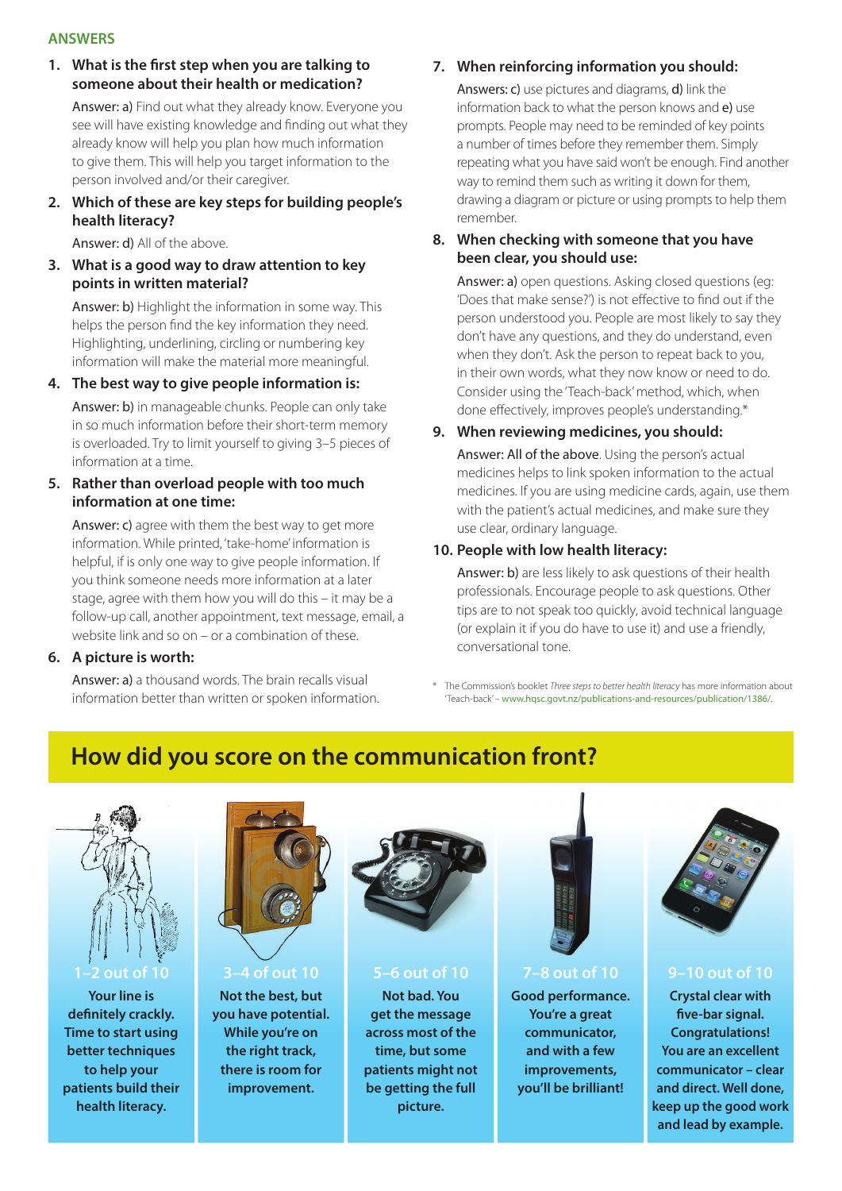## ANSWERS

1. **What is the first step when you are talking to someone about their health or medication?**

   Answer: a) Find out what they already know. Everyone you see will have existing knowledge and finding out what they already know will help you plan how much information to give them. This will help you target information to the person involved and/or their caregiver.

2. **Which of these are key steps for building people's health literacy?**

   Answer: d) All of the above.

3. **What is a good way to draw attention to key points in written material?**

   Answer: b) Highlight the information in some way. This helps the person find the key information they need. Highlighting, underlining, circling or numbering key information will make the material more meaningful.

4. **The best way to give people information is:**

   Answer: b) in manageable chunks. People can only take in so much information before their short-term memory is overloaded. Try to limit yourself to giving 3–5 pieces of information at a time.

5. **Rather than overload people with too much information at one time:**

   Answer: c) agree with them the best way to get more information. While printed, 'take-home' information is helpful, it is only one way to give people information. If you think someone needs more information at a later stage, agree with them how you will do this – it may be a follow-up call, another appointment, text message, email, a website link and so on – or a combination of these.

6. **A picture is worth:**

   Answer: a) a thousand words. The brain recalls visual information better than written or spoken information.

7. **When reinforcing information you should:**

   Answers: c) use pictures and diagrams, d) link the information back to what the person knows and e) use prompts. People may need to be reminded of key points a number of times before they remember them. Simply repeating what you have said won't be enough. Find another way to remind them such as writing it down for them, drawing a diagram or picture or using prompts to help them remember.

8. **When checking with someone that you have been clear, you should use:**

   Answer: a) open questions. Asking closed questions (eg: 'Does that make sense?') is not effective to find out if the person understood you. People are most likely to say they don't have any questions, and they do understand, even when they don't. Ask the person to repeat back to you, in their own words, what they now know or need to do. Consider using the 'Teach-back' method, which, when done effectively, improves people's understanding.*

9. **When reviewing medicines, you should:**

   Answer: All of the above. Using the person's actual medicines helps to link spoken information to the actual medicines. If you are using medicine cards, again, use them with the patient's actual medicines, and make sure they use clear, ordinary language.

10. **People with low health literacy:**

    Answer: b) are less likely to ask questions of their health professionals. Encourage people to ask questions. Other tips are to not speak too quickly, avoid technical language (or explain it if you do have to use it) and use a friendly, conversational tone.

\* The Commission's booklet *Three steps to better health literacy* has more information about 'Teach-back' – www.hqsc.govt.nz/publications-and-resources/publication/1386/.

## How did you score on the communication front?

**1–2 out of 10**
**Your line is definitely crackly. Time to start using better techniques to help your patients build their health literacy.**

**3–4 out of 10**
**Not the best, but you have potential. While you're on the right track, there is room for improvement.**

**5–6 out of 10**
**Not bad. You get the message across most of the time, but some patients might not be getting the full picture.**

**7–8 out of 10**
**Good performance. You're a great communicator, and with a few improvements, you'll be brilliant!**

**9–10 out of 10**
**Crystal clear with five-bar signal. Congratulations! You are an excellent communicator – clear and direct. Well done, keep up the good work and lead by example.**